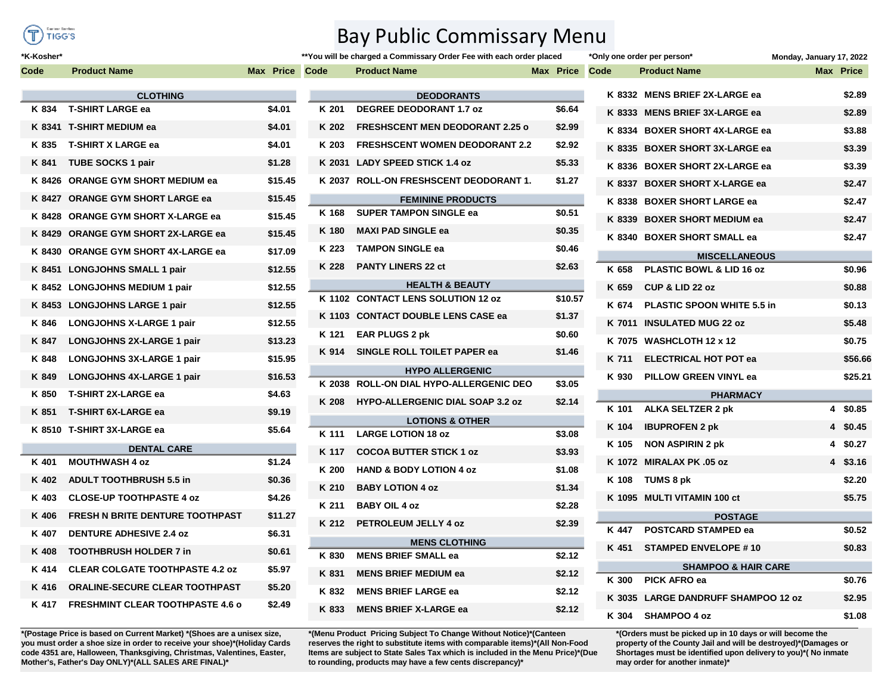# Bay Public Commissary Menu

TIGG'S

*K-Kosher*

**You will be charged a Commissary Order Fee with each order placed

*Only one order per person*

Monday, January 17, 2022

| Code | Product Name | Max | Price |
|---|---|---|---|
| | **CLOTHING** | | |
| K 834 | T-SHIRT LARGE ea | | $4.01 |
| K 8341 | T-SHIRT MEDIUM ea | | $4.01 |
| K 835 | T-SHIRT X LARGE ea | | $4.01 |
| K 841 | TUBE SOCKS 1 pair | | $1.28 |
| K 8426 | ORANGE GYM SHORT MEDIUM ea | | $15.45 |
| K 8427 | ORANGE GYM SHORT LARGE ea | | $15.45 |
| K 8428 | ORANGE GYM SHORT X-LARGE ea | | $15.45 |
| K 8429 | ORANGE GYM SHORT 2X-LARGE ea | | $15.45 |
| K 8430 | ORANGE GYM SHORT 4X-LARGE ea | | $17.09 |
| K 8451 | LONGJOHNS SMALL 1 pair | | $12.55 |
| K 8452 | LONGJOHNS MEDIUM 1 pair | | $12.55 |
| K 8453 | LONGJOHNS LARGE 1 pair | | $12.55 |
| K 846 | LONGJOHNS X-LARGE 1 pair | | $12.55 |
| K 847 | LONGJOHNS 2X-LARGE 1 pair | | $13.23 |
| K 848 | LONGJOHNS 3X-LARGE 1 pair | | $15.95 |
| K 849 | LONGJOHNS 4X-LARGE 1 pair | | $16.53 |
| K 850 | T-SHIRT 2X-LARGE ea | | $4.63 |
| K 851 | T-SHIRT 6X-LARGE ea | | $9.19 |
| K 8510 | T-SHIRT 3X-LARGE ea | | $5.64 |
| | **DENTAL CARE** | | |
| K 401 | MOUTHWASH 4 oz | | $1.24 |
| K 402 | ADULT TOOTHBRUSH 5.5 in | | $0.36 |
| K 403 | CLOSE-UP TOOTHPASTE 4 oz | | $4.26 |
| K 406 | FRESH N BRITE DENTURE TOOTHPAST | | $11.27 |
| K 407 | DENTURE ADHESIVE 2.4 oz | | $6.31 |
| K 408 | TOOTHBRUSH HOLDER 7 in | | $0.61 |
| K 414 | CLEAR COLGATE TOOTHPASTE 4.2 oz | | $5.97 |
| K 416 | ORALINE-SECURE CLEAR TOOTHPAST | | $5.20 |
| K 417 | FRESHMINT CLEAR TOOTHPASTE 4.6 o | | $2.49 |
| | **DEODORANTS** | | |
| K 201 | DEGREE DEODORANT 1.7 oz | | $6.64 |
| K 202 | FRESHSCENT MEN DEODORANT 2.25 o | | $2.99 |
| K 203 | FRESHSCENT WOMEN DEODORANT 2.2 | | $2.92 |
| K 2031 | LADY SPEED STICK 1.4 oz | | $5.33 |
| K 2037 | ROLL-ON FRESHSCENT DEODORANT 1. | | $1.27 |
| | **FEMININE PRODUCTS** | | |
| K 168 | SUPER TAMPON SINGLE ea | | $0.51 |
| K 180 | MAXI PAD SINGLE ea | | $0.35 |
| K 223 | TAMPON SINGLE ea | | $0.46 |
| K 228 | PANTY LINERS 22 ct | | $2.63 |
| | **HEALTH & BEAUTY** | | |
| K 1102 | CONTACT LENS SOLUTION 12 oz | | $10.57 |
| K 1103 | CONTACT DOUBLE LENS CASE ea | | $1.37 |
| K 121 | EAR PLUGS 2 pk | | $0.60 |
| K 914 | SINGLE ROLL TOILET PAPER ea | | $1.46 |
| | **HYPO ALLERGENIC** | | |
| K 2038 | ROLL-ON DIAL HYPO-ALLERGENIC DEO | | $3.05 |
| K 208 | HYPO-ALLERGENIC DIAL SOAP 3.2 oz | | $2.14 |
| | **LOTIONS & OTHER** | | |
| K 111 | LARGE LOTION 18 oz | | $3.08 |
| K 117 | COCOA BUTTER STICK 1 oz | | $3.93 |
| K 200 | HAND & BODY LOTION 4 oz | | $1.08 |
| K 210 | BABY LOTION 4 oz | | $1.34 |
| K 211 | BABY OIL 4 oz | | $2.28 |
| K 212 | PETROLEUM JELLY 4 oz | | $2.39 |
| | **MENS CLOTHING** | | |
| K 830 | MENS BRIEF SMALL ea | | $2.12 |
| K 831 | MENS BRIEF MEDIUM ea | | $2.12 |
| K 832 | MENS BRIEF LARGE ea | | $2.12 |
| K 833 | MENS BRIEF X-LARGE ea | | $2.12 |
| K 8332 | MENS BRIEF 2X-LARGE ea | | $2.89 |
| K 8333 | MENS BRIEF 3X-LARGE ea | | $2.89 |
| K 8334 | BOXER SHORT 4X-LARGE ea | | $3.88 |
| K 8335 | BOXER SHORT 3X-LARGE ea | | $3.39 |
| K 8336 | BOXER SHORT 2X-LARGE ea | | $3.39 |
| K 8337 | BOXER SHORT X-LARGE ea | | $2.47 |
| K 8338 | BOXER SHORT LARGE ea | | $2.47 |
| K 8339 | BOXER SHORT MEDIUM ea | | $2.47 |
| K 8340 | BOXER SHORT SMALL ea | | $2.47 |
| | **MISCELLANEOUS** | | |
| K 658 | PLASTIC BOWL & LID 16 oz | | $0.96 |
| K 659 | CUP & LID 22 oz | | $0.88 |
| K 674 | PLASTIC SPOON WHITE 5.5 in | | $0.13 |
| K 7011 | INSULATED MUG 22 oz | | $5.48 |
| K 7075 | WASHCLOTH 12 x 12 | | $0.75 |
| K 711 | ELECTRICAL HOT POT ea | | $56.66 |
| K 930 | PILLOW GREEN VINYL ea | | $25.21 |
| | **PHARMACY** | | |
| K 101 | ALKA SELTZER 2 pk | 4 | $0.85 |
| K 104 | IBUPROFEN 2 pk | 4 | $0.45 |
| K 105 | NON ASPIRIN 2 pk | 4 | $0.27 |
| K 1072 | MIRALAX PK .05 oz | 4 | $3.16 |
| K 108 | TUMS 8 pk | | $2.20 |
| K 1095 | MULTI VITAMIN 100 ct | | $5.75 |
| | **POSTAGE** | | |
| K 447 | POSTCARD STAMPED ea | | $0.52 |
| K 451 | STAMPED ENVELOPE # 10 | | $0.83 |
| | **SHAMPOO & HAIR CARE** | | |
| K 300 | PICK AFRO ea | | $0.76 |
| K 3035 | LARGE DANDRUFF SHAMPOO 12 oz | | $2.95 |
| K 304 | SHAMPOO 4 oz | | $1.08 |

*(Postage Price is based on Current Market) *(Shoes are a unisex size, you must order a shoe size in order to receive your shoe)*(Holiday Cards code 4351 are, Halloween, Thanksgiving, Christmas, Valentines, Easter, Mother's, Father's Day ONLY)*(ALL SALES ARE FINAL)*

*(Menu Product Pricing Subject To Change Without Notice)*(Canteen reserves the right to substitute items with comparable items)*(All Non-Food Items are subject to State Sales Tax which is included in the Menu Price)*(Due to rounding, products may have a few cents discrepancy)*

*(Orders must be picked up in 10 days or will become the property of the County Jail and will be destroyed)*(Damages or Shortages must be identified upon delivery to you)*( No inmate may order for another inmate)*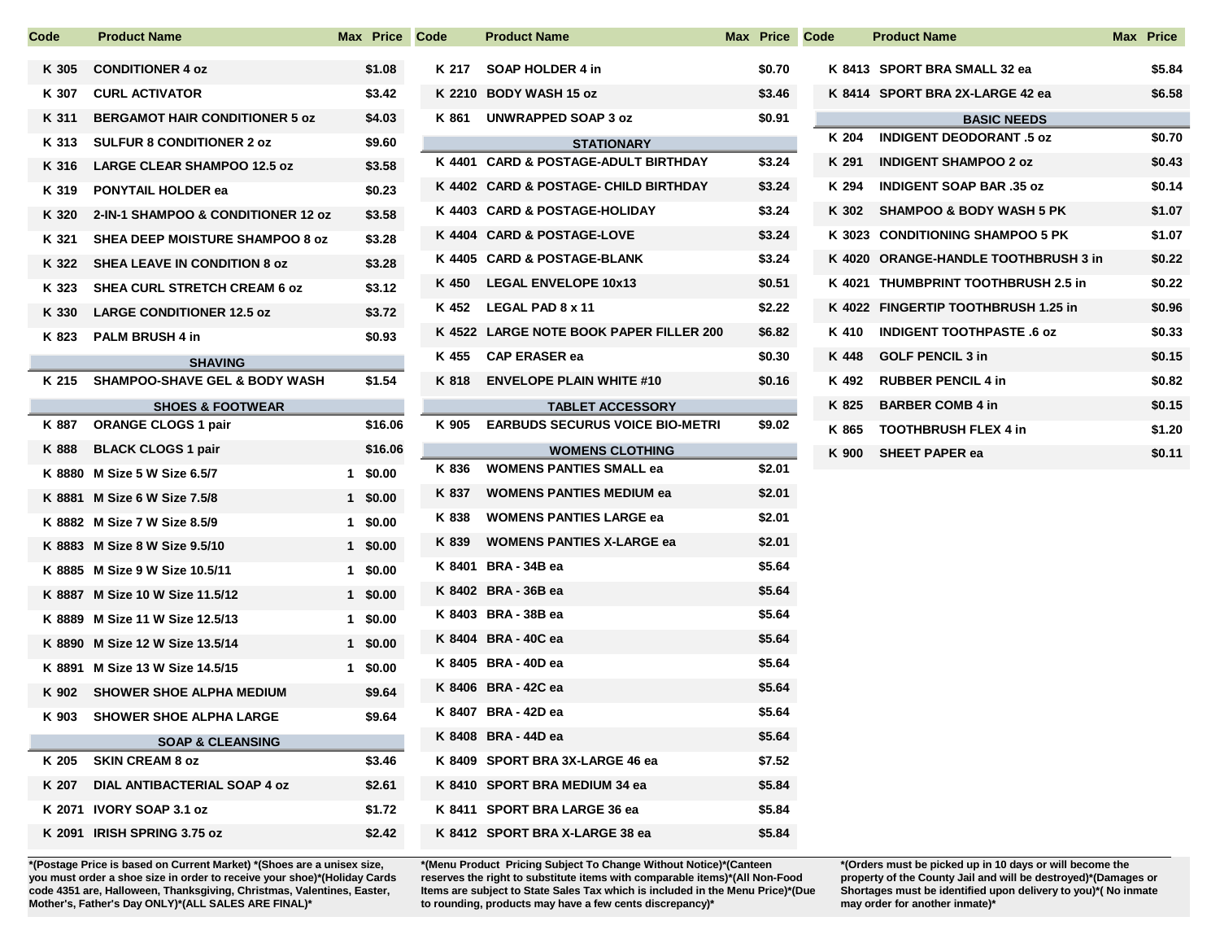| Code | Product Name | Max | Price |
|---|---|---|---|
| K 305 | CONDITIONER 4 oz | | $1.08 |
| K 307 | CURL ACTIVATOR | | $3.42 |
| K 311 | BERGAMOT HAIR CONDITIONER 5 oz | | $4.03 |
| K 313 | SULFUR 8 CONDITIONER 2 oz | | $9.60 |
| K 316 | LARGE CLEAR SHAMPOO 12.5 oz | | $3.58 |
| K 319 | PONYTAIL HOLDER ea | | $0.23 |
| K 320 | 2-IN-1 SHAMPOO & CONDITIONER 12 oz | | $3.58 |
| K 321 | SHEA DEEP MOISTURE SHAMPOO 8 oz | | $3.28 |
| K 322 | SHEA LEAVE IN CONDITION 8 oz | | $3.28 |
| K 323 | SHEA CURL STRETCH CREAM 6 oz | | $3.12 |
| K 330 | LARGE CONDITIONER 12.5 oz | | $3.72 |
| K 823 | PALM BRUSH 4 in | | $0.93 |
| | **SHAVING** | | |
| K 215 | SHAMPOO-SHAVE GEL & BODY WASH | | $1.54 |
| | **SHOES & FOOTWEAR** | | |
| K 887 | ORANGE CLOGS 1 pair | | $16.06 |
| K 888 | BLACK CLOGS 1 pair | | $16.06 |
| K 8880 | M Size 5 W Size 6.5/7 | 1 | $0.00 |
| K 8881 | M Size 6 W Size 7.5/8 | 1 | $0.00 |
| K 8882 | M Size 7 W Size 8.5/9 | 1 | $0.00 |
| K 8883 | M Size 8 W Size 9.5/10 | 1 | $0.00 |
| K 8885 | M Size 9 W Size 10.5/11 | 1 | $0.00 |
| K 8887 | M Size 10 W Size 11.5/12 | 1 | $0.00 |
| K 8889 | M Size 11 W Size 12.5/13 | 1 | $0.00 |
| K 8890 | M Size 12 W Size 13.5/14 | 1 | $0.00 |
| K 8891 | M Size 13 W Size 14.5/15 | 1 | $0.00 |
| K 902 | SHOWER SHOE ALPHA MEDIUM | | $9.64 |
| K 903 | SHOWER SHOE ALPHA LARGE | | $9.64 |
| | **SOAP & CLEANSING** | | |
| K 205 | SKIN CREAM 8 oz | | $3.46 |
| K 207 | DIAL ANTIBACTERIAL SOAP 4 oz | | $2.61 |
| K 2071 | IVORY SOAP 3.1 oz | | $1.72 |
| K 2091 | IRISH SPRING 3.75 oz | | $2.42 |
| K 217 | SOAP HOLDER 4 in | | $0.70 |
| K 2210 | BODY WASH 15 oz | | $3.46 |
| K 861 | UNWRAPPED SOAP 3 oz | | $0.91 |
| | **STATIONARY** | | |
| K 4401 | CARD & POSTAGE-ADULT BIRTHDAY | | $3.24 |
| K 4402 | CARD & POSTAGE- CHILD BIRTHDAY | | $3.24 |
| K 4403 | CARD & POSTAGE-HOLIDAY | | $3.24 |
| K 4404 | CARD & POSTAGE-LOVE | | $3.24 |
| K 4405 | CARD & POSTAGE-BLANK | | $3.24 |
| K 450 | LEGAL ENVELOPE 10x13 | | $0.51 |
| K 452 | LEGAL PAD 8 x 11 | | $2.22 |
| K 4522 | LARGE NOTE BOOK PAPER FILLER 200 | | $6.82 |
| K 455 | CAP ERASER ea | | $0.30 |
| K 818 | ENVELOPE PLAIN WHITE #10 | | $0.16 |
| | **TABLET ACCESSORY** | | |
| K 905 | EARBUDS SECURUS VOICE BIO-METRI | | $9.02 |
| | **WOMENS CLOTHING** | | |
| K 836 | WOMENS PANTIES SMALL ea | | $2.01 |
| K 837 | WOMENS PANTIES MEDIUM ea | | $2.01 |
| K 838 | WOMENS PANTIES LARGE ea | | $2.01 |
| K 839 | WOMENS PANTIES X-LARGE ea | | $2.01 |
| K 8401 | BRA - 34B ea | | $5.64 |
| K 8402 | BRA - 36B ea | | $5.64 |
| K 8403 | BRA - 38B ea | | $5.64 |
| K 8404 | BRA - 40C ea | | $5.64 |
| K 8405 | BRA - 40D ea | | $5.64 |
| K 8406 | BRA - 42C ea | | $5.64 |
| K 8407 | BRA - 42D ea | | $5.64 |
| K 8408 | BRA - 44D ea | | $5.64 |
| K 8409 | SPORT BRA 3X-LARGE 46 ea | | $7.52 |
| K 8410 | SPORT BRA MEDIUM 34 ea | | $5.84 |
| K 8411 | SPORT BRA LARGE 36 ea | | $5.84 |
| K 8412 | SPORT BRA X-LARGE 38 ea | | $5.84 |
| K 8413 | SPORT BRA SMALL 32 ea | | $5.84 |
| K 8414 | SPORT BRA 2X-LARGE 42 ea | | $6.58 |
| | **BASIC NEEDS** | | |
| K 204 | INDIGENT DEODORANT .5 oz | | $0.70 |
| K 291 | INDIGENT SHAMPOO 2 oz | | $0.43 |
| K 294 | INDIGENT SOAP BAR .35 oz | | $0.14 |
| K 302 | SHAMPOO & BODY WASH 5 PK | | $1.07 |
| K 3023 | CONDITIONING SHAMPOO 5 PK | | $1.07 |
| K 4020 | ORANGE-HANDLE TOOTHBRUSH 3 in | | $0.22 |
| K 4021 | THUMBPRINT TOOTHBRUSH 2.5 in | | $0.22 |
| K 4022 | FINGERTIP TOOTHBRUSH 1.25 in | | $0.96 |
| K 410 | INDIGENT TOOTHPASTE .6 oz | | $0.33 |
| K 448 | GOLF PENCIL 3 in | | $0.15 |
| K 492 | RUBBER PENCIL 4 in | | $0.82 |
| K 825 | BARBER COMB 4 in | | $0.15 |
| K 865 | TOOTHBRUSH FLEX 4 in | | $1.20 |
| K 900 | SHEET PAPER ea | | $0.11 |

*(Postage Price is based on Current Market) *(Shoes are a unisex size, you must order a shoe size in order to receive your shoe)*(Holiday Cards code 4351 are, Halloween, Thanksgiving, Christmas, Valentines, Easter, Mother's, Father's Day ONLY)*(ALL SALES ARE FINAL)*

*(Menu Product Pricing Subject To Change Without Notice)*(Canteen reserves the right to substitute items with comparable items)*(All Non-Food Items are subject to State Sales Tax which is included in the Menu Price)*(Due to rounding, products may have a few cents discrepancy)*

*(Orders must be picked up in 10 days or will become the property of the County Jail and will be destroyed)*(Damages or Shortages must be identified upon delivery to you)*( No inmate may order for another inmate)*